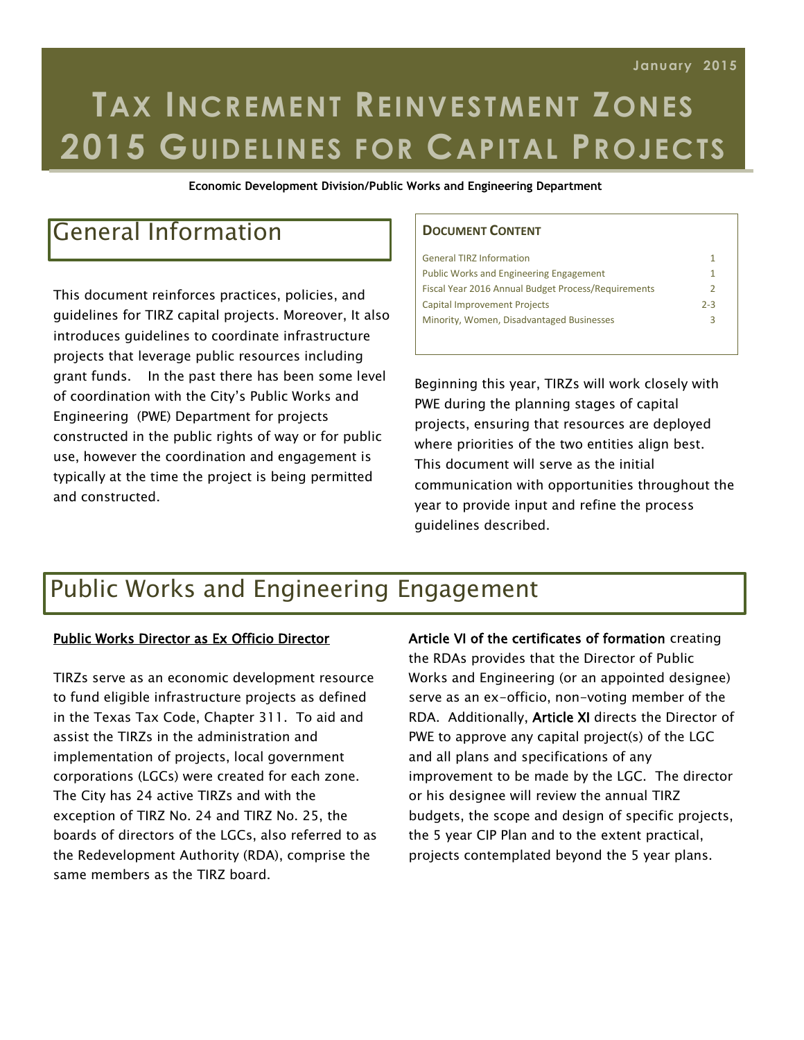January 2015

# Tax Increment Reinvestment Zones 2015 Guidelines for Capital Projects

**Economic Development Division/Public Works and Engineering Department**

## General Information

This document reinforces practices, policies, and guidelines for TIRZ capital projects. Moreover, It also introduces guidelines to coordinate infrastructure projects that leverage public resources including grant funds. In the past there has been some level of coordination with the City's Public Works and Engineering (PWE) Department for projects constructed in the public rights of way or for public use, however the coordination and engagement is typically at the time the project is being permitted and constructed.

**Document Content**

| | |
|---|---|
| General TIRZ Information | 1 |
| Public Works and Engineering Engagement | 1 |
| Fiscal Year 2016 Annual Budget Process/Requirements | 2 |
| Capital Improvement Projects | 2-3 |
| Minority, Women, Disadvantaged Businesses | 3 |

Beginning this year, TIRZs will work closely with PWE during the planning stages of capital projects, ensuring that resources are deployed where priorities of the two entities align best. This document will serve as the initial communication with opportunities throughout the year to provide input and refine the process guidelines described.

## Public Works and Engineering Engagement

### Public Works Director as Ex Officio Director

TIRZs serve as an economic development resource to fund eligible infrastructure projects as defined in the Texas Tax Code, Chapter 311. To aid and assist the TIRZs in the administration and implementation of projects, local government corporations (LGCs) were created for each zone. The City has 24 active TIRZs and with the exception of TIRZ No. 24 and TIRZ No. 25, the boards of directors of the LGCs, also referred to as the Redevelopment Authority (RDA), comprise the same members as the TIRZ board.

**Article VI of the certificates of formation** creating the RDAs provides that the Director of Public Works and Engineering (or an appointed designee) serve as an ex-officio, non-voting member of the RDA. Additionally, **Article XI** directs the Director of PWE to approve any capital project(s) of the LGC and all plans and specifications of any improvement to be made by the LGC. The director or his designee will review the annual TIRZ budgets, the scope and design of specific projects, the 5 year CIP Plan and to the extent practical, projects contemplated beyond the 5 year plans.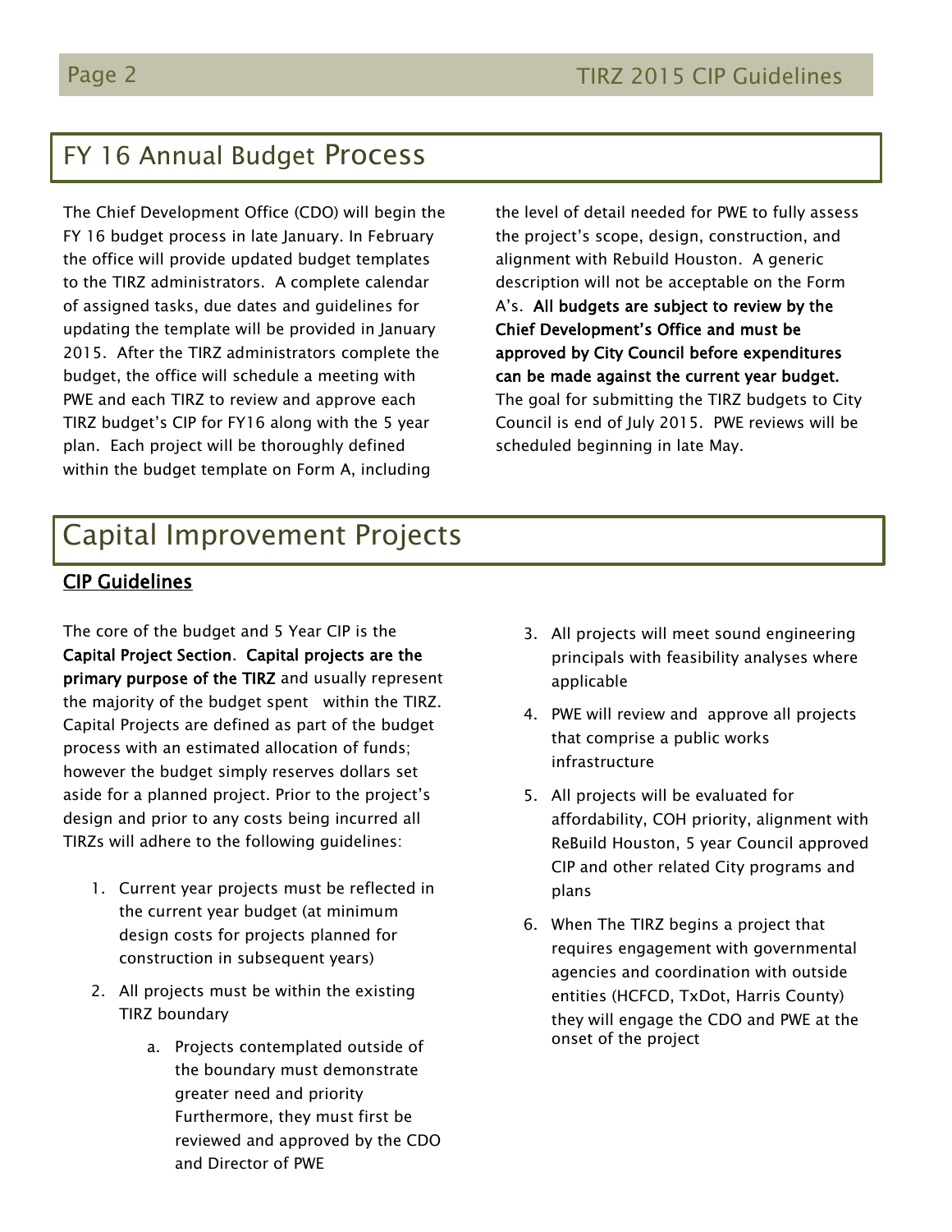## FY 16 Annual Budget Process

The Chief Development Office (CDO) will begin the FY 16 budget process in late January. In February the office will provide updated budget templates to the TIRZ administrators. A complete calendar of assigned tasks, due dates and guidelines for updating the template will be provided in January 2015. After the TIRZ administrators complete the budget, the office will schedule a meeting with PWE and each TIRZ to review and approve each TIRZ budget's CIP for FY16 along with the 5 year plan. Each project will be thoroughly defined within the budget template on Form A, including the level of detail needed for PWE to fully assess the project's scope, design, construction, and alignment with Rebuild Houston. A generic description will not be acceptable on the Form A's. **All budgets are subject to review by the Chief Development's Office and must be approved by City Council before expenditures can be made against the current year budget.** The goal for submitting the TIRZ budgets to City Council is end of July 2015. PWE reviews will be scheduled beginning in late May.

## Capital Improvement Projects

### CIP Guidelines

The core of the budget and 5 Year CIP is the **Capital Project Section**. **Capital projects are the primary purpose of the TIRZ** and usually represent the majority of the budget spent within the TIRZ. Capital Projects are defined as part of the budget process with an estimated allocation of funds; however the budget simply reserves dollars set aside for a planned project. Prior to the project's design and prior to any costs being incurred all TIRZs will adhere to the following guidelines:

1. Current year projects must be reflected in the current year budget (at minimum design costs for projects planned for construction in subsequent years)
2. All projects must be within the existing TIRZ boundary
   a. Projects contemplated outside of the boundary must demonstrate greater need and priority Furthermore, they must first be reviewed and approved by the CDO and Director of PWE
3. All projects will meet sound engineering principals with feasibility analyses where applicable
4. PWE will review and approve all projects that comprise a public works infrastructure
5. All projects will be evaluated for affordability, COH priority, alignment with ReBuild Houston, 5 year Council approved CIP and other related City programs and plans
6. When The TIRZ begins a project that requires engagement with governmental agencies and coordination with outside entities (HCFCD, TxDot, Harris County) they will engage the CDO and PWE at the onset of the project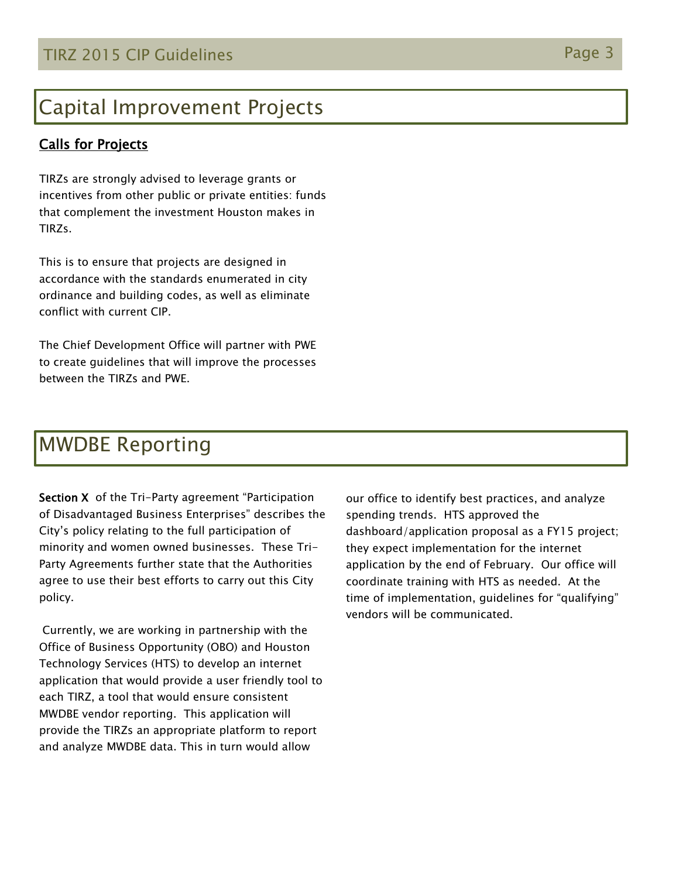# Capital Improvement Projects

## Calls for Projects

TIRZs are strongly advised to leverage grants or incentives from other public or private entities: funds that complement the investment Houston makes in TIRZs.

This is to ensure that projects are designed in accordance with the standards enumerated in city ordinance and building codes, as well as eliminate conflict with current CIP.

The Chief Development Office will partner with PWE to create guidelines that will improve the processes between the TIRZs and PWE.

# MWDBE Reporting

**Section X** of the Tri-Party agreement "Participation of Disadvantaged Business Enterprises" describes the City's policy relating to the full participation of minority and women owned businesses. These Tri-Party Agreements further state that the Authorities agree to use their best efforts to carry out this City policy.

Currently, we are working in partnership with the Office of Business Opportunity (OBO) and Houston Technology Services (HTS) to develop an internet application that would provide a user friendly tool to each TIRZ, a tool that would ensure consistent MWDBE vendor reporting. This application will provide the TIRZs an appropriate platform to report and analyze MWDBE data. This in turn would allow our office to identify best practices, and analyze spending trends. HTS approved the dashboard/application proposal as a FY15 project; they expect implementation for the internet application by the end of February. Our office will coordinate training with HTS as needed. At the time of implementation, guidelines for "qualifying" vendors will be communicated.